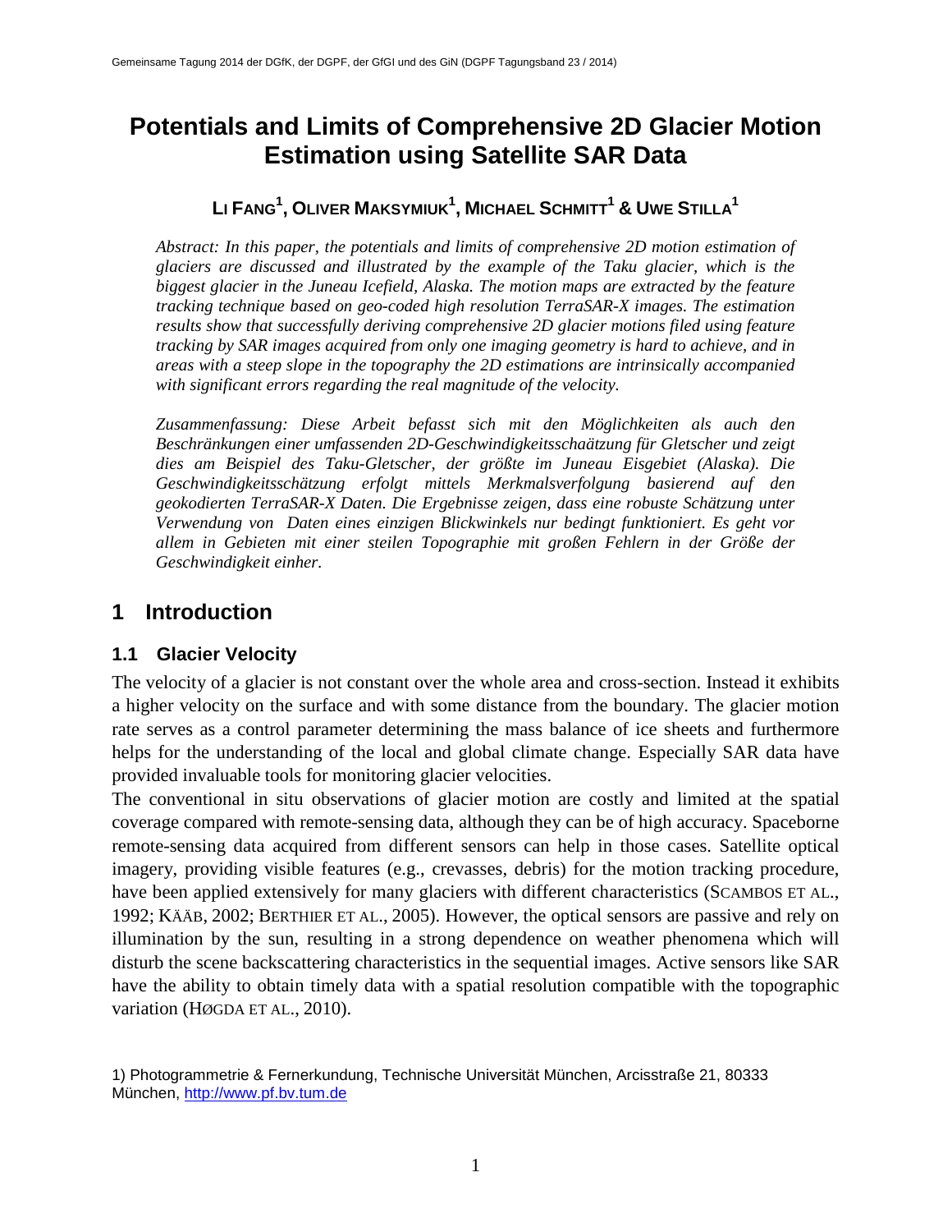# Potentials and Limits of Comprehensive 2D Glacier Motion Estimation using Satellite SAR Data

**LI FANG[1], OLIVER MAKSYMIUK[1], MICHAEL SCHMITT[1] & UWE STILLA[1]**

*Abstract: In this paper, the potentials and limits of comprehensive 2D motion estimation of glaciers are discussed and illustrated by the example of the Taku glacier, which is the biggest glacier in the Juneau Icefield, Alaska. The motion maps are extracted by the feature tracking technique based on geo-coded high resolution TerraSAR-X images. The estimation results show that successfully deriving comprehensive 2D glacier motions filed using feature tracking by SAR images acquired from only one imaging geometry is hard to achieve, and in areas with a steep slope in the topography the 2D estimations are intrinsically accompanied with significant errors regarding the real magnitude of the velocity.*

*Zusammenfassung: Diese Arbeit befasst sich mit den Möglichkeiten als auch den Beschränkungen einer umfassenden 2D-Geschwindigkeitsschaätzung für Gletscher und zeigt dies am Beispiel des Taku-Gletscher, der größte im Juneau Eisgebiet (Alaska). Die Geschwindigkeitsschätzung erfolgt mittels Merkmalsverfolgung basierend auf den geokodierten TerraSAR-X Daten. Die Ergebnisse zeigen, dass eine robuste Schätzung unter Verwendung von Daten eines einzigen Blickwinkels nur bedingt funktioniert. Es geht vor allem in Gebieten mit einer steilen Topographie mit großen Fehlern in der Größe der Geschwindigkeit einher.*

## 1 Introduction

### 1.1 Glacier Velocity

The velocity of a glacier is not constant over the whole area and cross-section. Instead it exhibits a higher velocity on the surface and with some distance from the boundary. The glacier motion rate serves as a control parameter determining the mass balance of ice sheets and furthermore helps for the understanding of the local and global climate change. Especially SAR data have provided invaluable tools for monitoring glacier velocities.

The conventional in situ observations of glacier motion are costly and limited at the spatial coverage compared with remote-sensing data, although they can be of high accuracy. Spaceborne remote-sensing data acquired from different sensors can help in those cases. Satellite optical imagery, providing visible features (e.g., crevasses, debris) for the motion tracking procedure, have been applied extensively for many glaciers with different characteristics (SCAMBOS ET AL., 1992; KÄÄB, 2002; BERTHIER ET AL., 2005). However, the optical sensors are passive and rely on illumination by the sun, resulting in a strong dependence on weather phenomena which will disturb the scene backscattering characteristics in the sequential images. Active sensors like SAR have the ability to obtain timely data with a spatial resolution compatible with the topographic variation (HØGDA ET AL., 2010).

1) Photogrammetrie & Fernerkundung, Technische Universität München, Arcisstraße 21, 80333 München, http://www.pf.bv.tum.de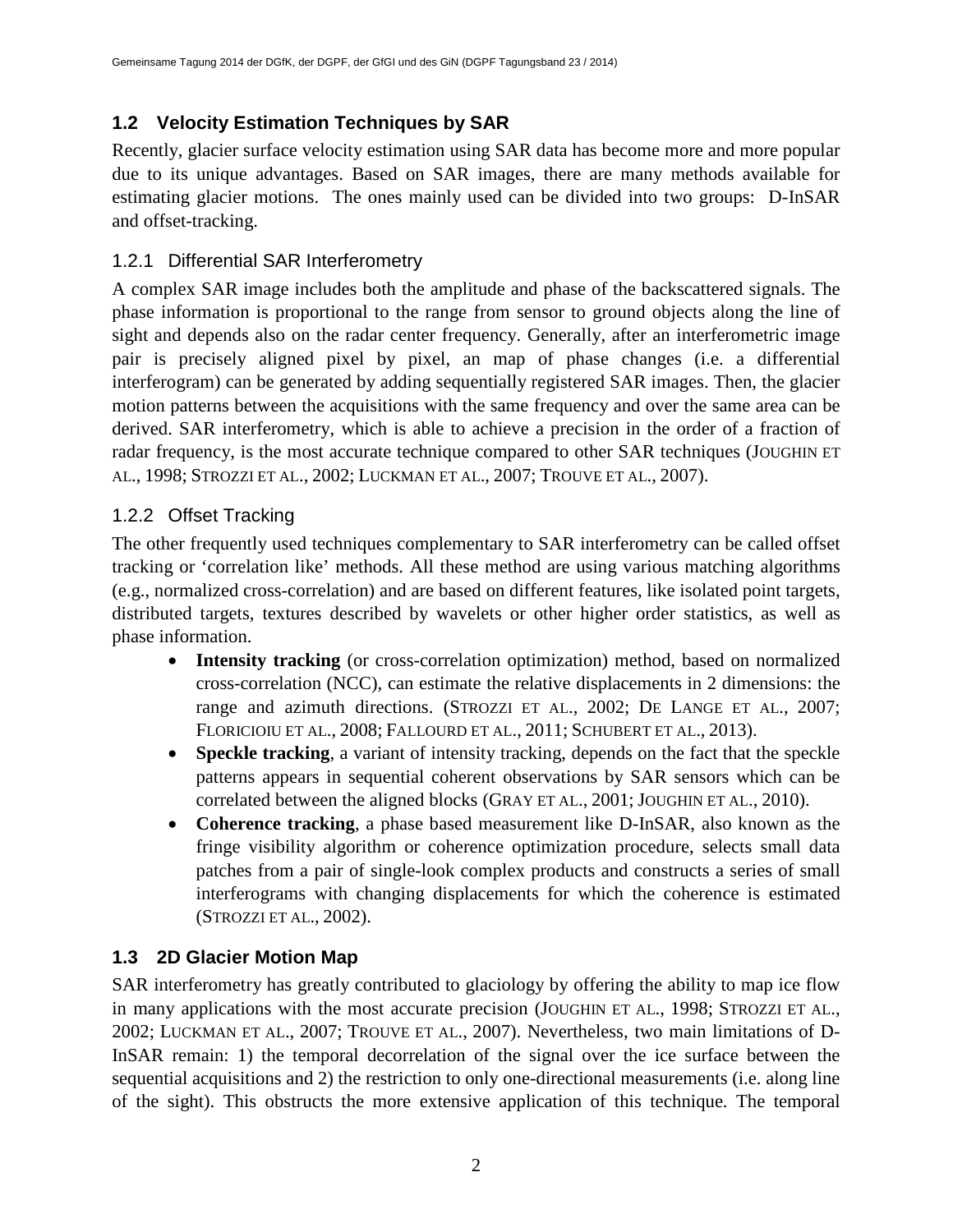## 1.2 Velocity Estimation Techniques by SAR

Recently, glacier surface velocity estimation using SAR data has become more and more popular due to its unique advantages. Based on SAR images, there are many methods available for estimating glacier motions. The ones mainly used can be divided into two groups: D-InSAR and offset-tracking.

### 1.2.1 Differential SAR Interferometry

A complex SAR image includes both the amplitude and phase of the backscattered signals. The phase information is proportional to the range from sensor to ground objects along the line of sight and depends also on the radar center frequency. Generally, after an interferometric image pair is precisely aligned pixel by pixel, an map of phase changes (i.e. a differential interferogram) can be generated by adding sequentially registered SAR images. Then, the glacier motion patterns between the acquisitions with the same frequency and over the same area can be derived. SAR interferometry, which is able to achieve a precision in the order of a fraction of radar frequency, is the most accurate technique compared to other SAR techniques (JOUGHIN ET AL., 1998; STROZZI ET AL., 2002; LUCKMAN ET AL., 2007; TROUVE ET AL., 2007).

### 1.2.2 Offset Tracking

The other frequently used techniques complementary to SAR interferometry can be called offset tracking or 'correlation like' methods. All these method are using various matching algorithms (e.g., normalized cross-correlation) and are based on different features, like isolated point targets, distributed targets, textures described by wavelets or other higher order statistics, as well as phase information.

- **Intensity tracking** (or cross-correlation optimization) method, based on normalized cross-correlation (NCC), can estimate the relative displacements in 2 dimensions: the range and azimuth directions. (STROZZI ET AL., 2002; DE LANGE ET AL., 2007; FLORICIOIU ET AL., 2008; FALLOURD ET AL., 2011; SCHUBERT ET AL., 2013).
- **Speckle tracking**, a variant of intensity tracking, depends on the fact that the speckle patterns appears in sequential coherent observations by SAR sensors which can be correlated between the aligned blocks (GRAY ET AL., 2001; JOUGHIN ET AL., 2010).
- **Coherence tracking**, a phase based measurement like D-InSAR, also known as the fringe visibility algorithm or coherence optimization procedure, selects small data patches from a pair of single-look complex products and constructs a series of small interferograms with changing displacements for which the coherence is estimated (STROZZI ET AL., 2002).

## 1.3 2D Glacier Motion Map

SAR interferometry has greatly contributed to glaciology by offering the ability to map ice flow in many applications with the most accurate precision (JOUGHIN ET AL., 1998; STROZZI ET AL., 2002; LUCKMAN ET AL., 2007; TROUVE ET AL., 2007). Nevertheless, two main limitations of D-InSAR remain: 1) the temporal decorrelation of the signal over the ice surface between the sequential acquisitions and 2) the restriction to only one-directional measurements (i.e. along line of the sight). This obstructs the more extensive application of this technique. The temporal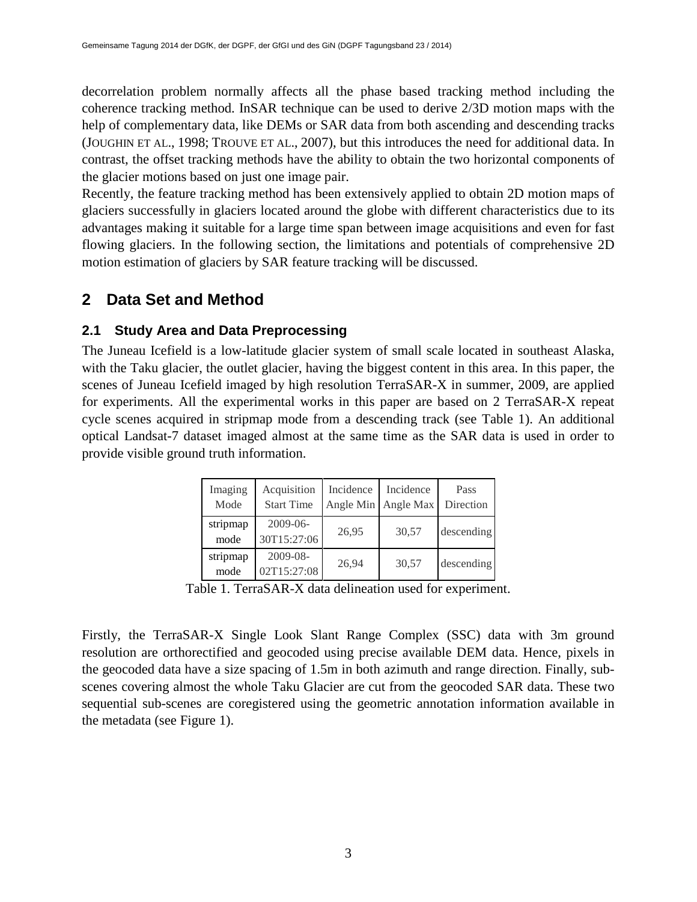decorrelation problem normally affects all the phase based tracking method including the coherence tracking method. InSAR technique can be used to derive 2/3D motion maps with the help of complementary data, like DEMs or SAR data from both ascending and descending tracks (JOUGHIN ET AL., 1998; TROUVE ET AL., 2007), but this introduces the need for additional data. In contrast, the offset tracking methods have the ability to obtain the two horizontal components of the glacier motions based on just one image pair.

Recently, the feature tracking method has been extensively applied to obtain 2D motion maps of glaciers successfully in glaciers located around the globe with different characteristics due to its advantages making it suitable for a large time span between image acquisitions and even for fast flowing glaciers. In the following section, the limitations and potentials of comprehensive 2D motion estimation of glaciers by SAR feature tracking will be discussed.

## 2 Data Set and Method

### 2.1 Study Area and Data Preprocessing

The Juneau Icefield is a low-latitude glacier system of small scale located in southeast Alaska, with the Taku glacier, the outlet glacier, having the biggest content in this area. In this paper, the scenes of Juneau Icefield imaged by high resolution TerraSAR-X in summer, 2009, are applied for experiments. All the experimental works in this paper are based on 2 TerraSAR-X repeat cycle scenes acquired in stripmap mode from a descending track (see Table 1). An additional optical Landsat-7 dataset imaged almost at the same time as the SAR data is used in order to provide visible ground truth information.

| Imaging Mode | Acquisition Start Time | Incidence Angle Min | Incidence Angle Max | Pass Direction |
|---|---|---|---|---|
| stripmap mode | 2009-06-30T15:27:06 | 26,95 | 30,57 | descending |
| stripmap mode | 2009-08-02T15:27:08 | 26,94 | 30,57 | descending |

Table 1. TerraSAR-X data delineation used for experiment.

Firstly, the TerraSAR-X Single Look Slant Range Complex (SSC) data with 3m ground resolution are orthorectified and geocoded using precise available DEM data. Hence, pixels in the geocoded data have a size spacing of 1.5m in both azimuth and range direction. Finally, sub-scenes covering almost the whole Taku Glacier are cut from the geocoded SAR data. These two sequential sub-scenes are coregistered using the geometric annotation information available in the metadata (see Figure 1).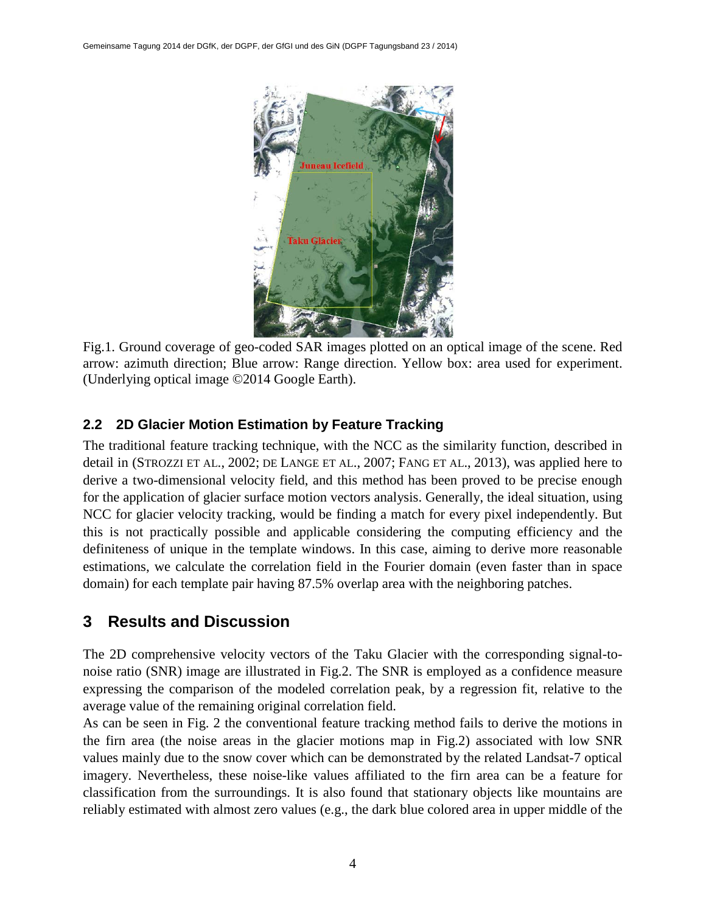Fig.1. Ground coverage of geo-coded SAR images plotted on an optical image of the scene. Red arrow: azimuth direction; Blue arrow: Range direction. Yellow box: area used for experiment. (Underlying optical image ©2014 Google Earth).

### 2.2 2D Glacier Motion Estimation by Feature Tracking

The traditional feature tracking technique, with the NCC as the similarity function, described in detail in (STROZZI ET AL., 2002; DE LANGE ET AL., 2007; FANG ET AL., 2013), was applied here to derive a two-dimensional velocity field, and this method has been proved to be precise enough for the application of glacier surface motion vectors analysis. Generally, the ideal situation, using NCC for glacier velocity tracking, would be finding a match for every pixel independently. But this is not practically possible and applicable considering the computing efficiency and the definiteness of unique in the template windows. In this case, aiming to derive more reasonable estimations, we calculate the correlation field in the Fourier domain (even faster than in space domain) for each template pair having 87.5% overlap area with the neighboring patches.

## 3 Results and Discussion

The 2D comprehensive velocity vectors of the Taku Glacier with the corresponding signal-to-noise ratio (SNR) image are illustrated in Fig.2. The SNR is employed as a confidence measure expressing the comparison of the modeled correlation peak, by a regression fit, relative to the average value of the remaining original correlation field.

As can be seen in Fig. 2 the conventional feature tracking method fails to derive the motions in the firn area (the noise areas in the glacier motions map in Fig.2) associated with low SNR values mainly due to the snow cover which can be demonstrated by the related Landsat-7 optical imagery. Nevertheless, these noise-like values affiliated to the firn area can be a feature for classification from the surroundings. It is also found that stationary objects like mountains are reliably estimated with almost zero values (e.g., the dark blue colored area in upper middle of the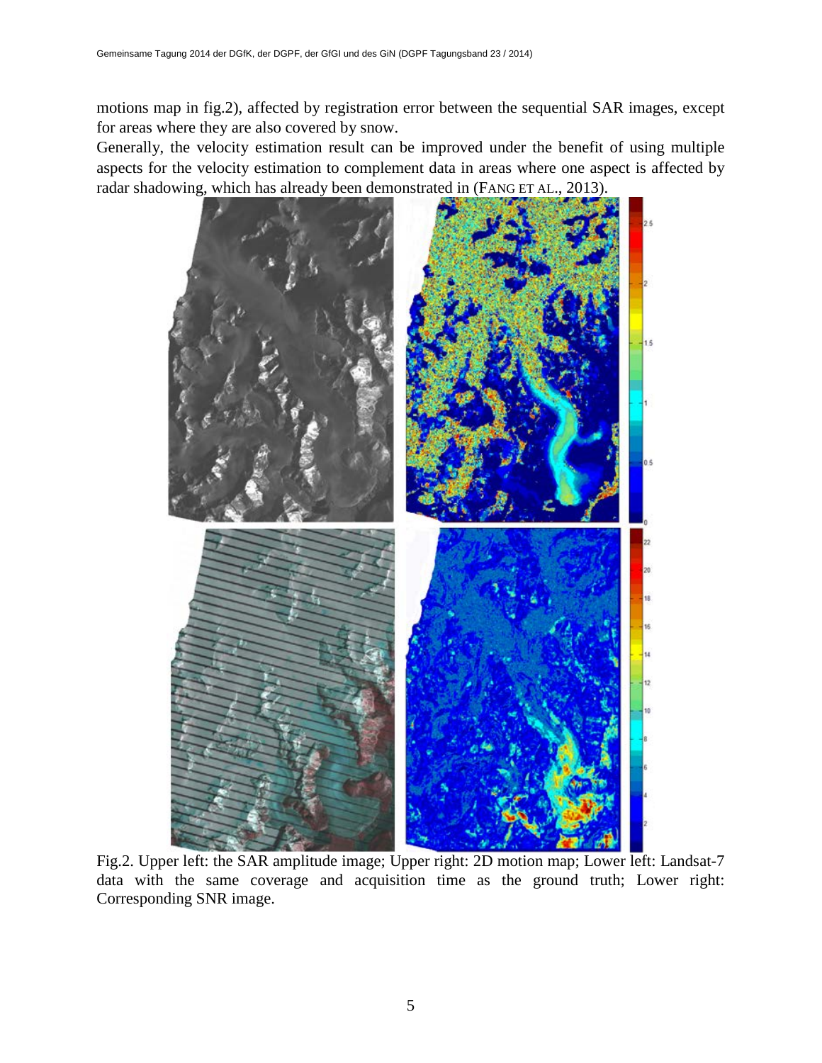motions map in fig.2), affected by registration error between the sequential SAR images, except for areas where they are also covered by snow.

Generally, the velocity estimation result can be improved under the benefit of using multiple aspects for the velocity estimation to complement data in areas where one aspect is affected by radar shadowing, which has already been demonstrated in (FANG ET AL., 2013).

Fig.2. Upper left: the SAR amplitude image; Upper right: 2D motion map; Lower left: Landsat-7 data with the same coverage and acquisition time as the ground truth; Lower right: Corresponding SNR image.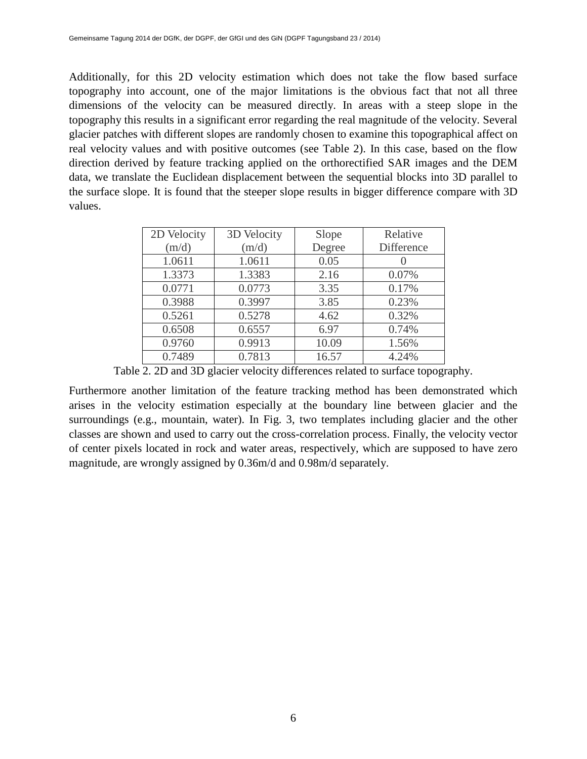Additionally, for this 2D velocity estimation which does not take the flow based surface topography into account, one of the major limitations is the obvious fact that not all three dimensions of the velocity can be measured directly. In areas with a steep slope in the topography this results in a significant error regarding the real magnitude of the velocity. Several glacier patches with different slopes are randomly chosen to examine this topographical affect on real velocity values and with positive outcomes (see Table 2). In this case, based on the flow direction derived by feature tracking applied on the orthorectified SAR images and the DEM data, we translate the Euclidean displacement between the sequential blocks into 3D parallel to the surface slope. It is found that the steeper slope results in bigger difference compare with 3D values.

| 2D Velocity (m/d) | 3D Velocity (m/d) | Slope Degree | Relative Difference |
|---|---|---|---|
| 1.0611 | 1.0611 | 0.05 | 0 |
| 1.3373 | 1.3383 | 2.16 | 0.07% |
| 0.0771 | 0.0773 | 3.35 | 0.17% |
| 0.3988 | 0.3997 | 3.85 | 0.23% |
| 0.5261 | 0.5278 | 4.62 | 0.32% |
| 0.6508 | 0.6557 | 6.97 | 0.74% |
| 0.9760 | 0.9913 | 10.09 | 1.56% |
| 0.7489 | 0.7813 | 16.57 | 4.24% |

Table 2. 2D and 3D glacier velocity differences related to surface topography.

Furthermore another limitation of the feature tracking method has been demonstrated which arises in the velocity estimation especially at the boundary line between glacier and the surroundings (e.g., mountain, water). In Fig. 3, two templates including glacier and the other classes are shown and used to carry out the cross-correlation process. Finally, the velocity vector of center pixels located in rock and water areas, respectively, which are supposed to have zero magnitude, are wrongly assigned by 0.36m/d and 0.98m/d separately.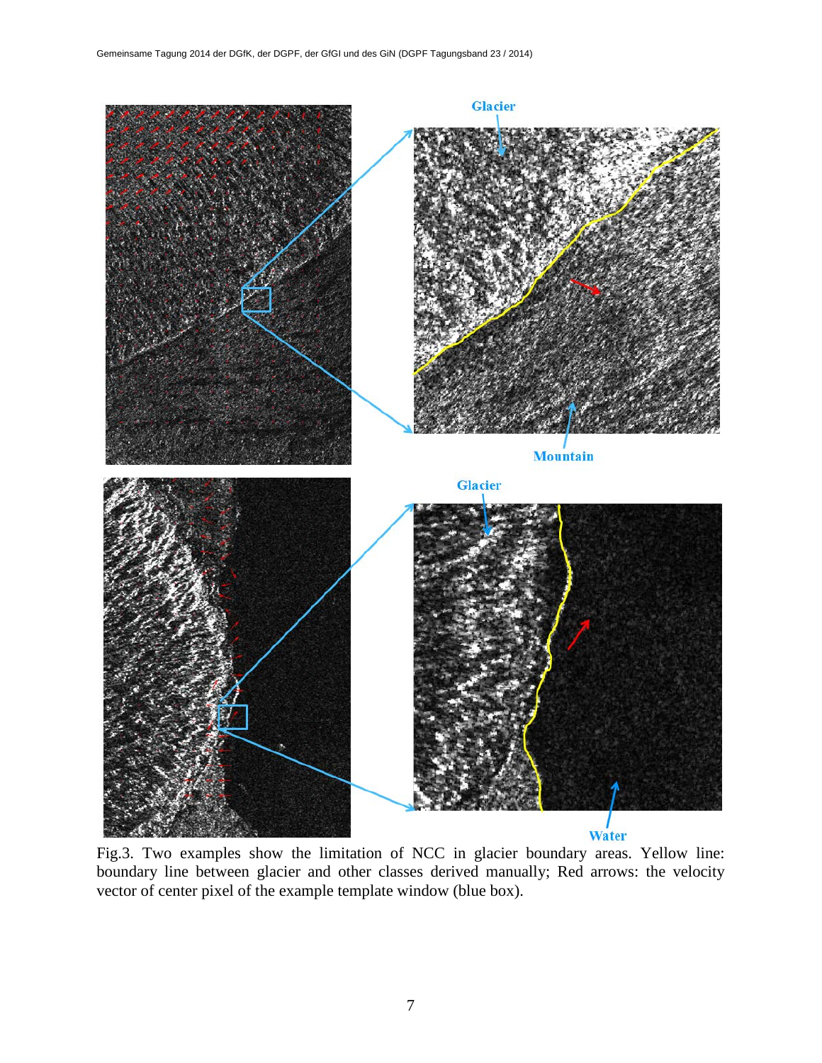Fig.3. Two examples show the limitation of NCC in glacier boundary areas. Yellow line: boundary line between glacier and other classes derived manually; Red arrows: the velocity vector of center pixel of the example template window (blue box).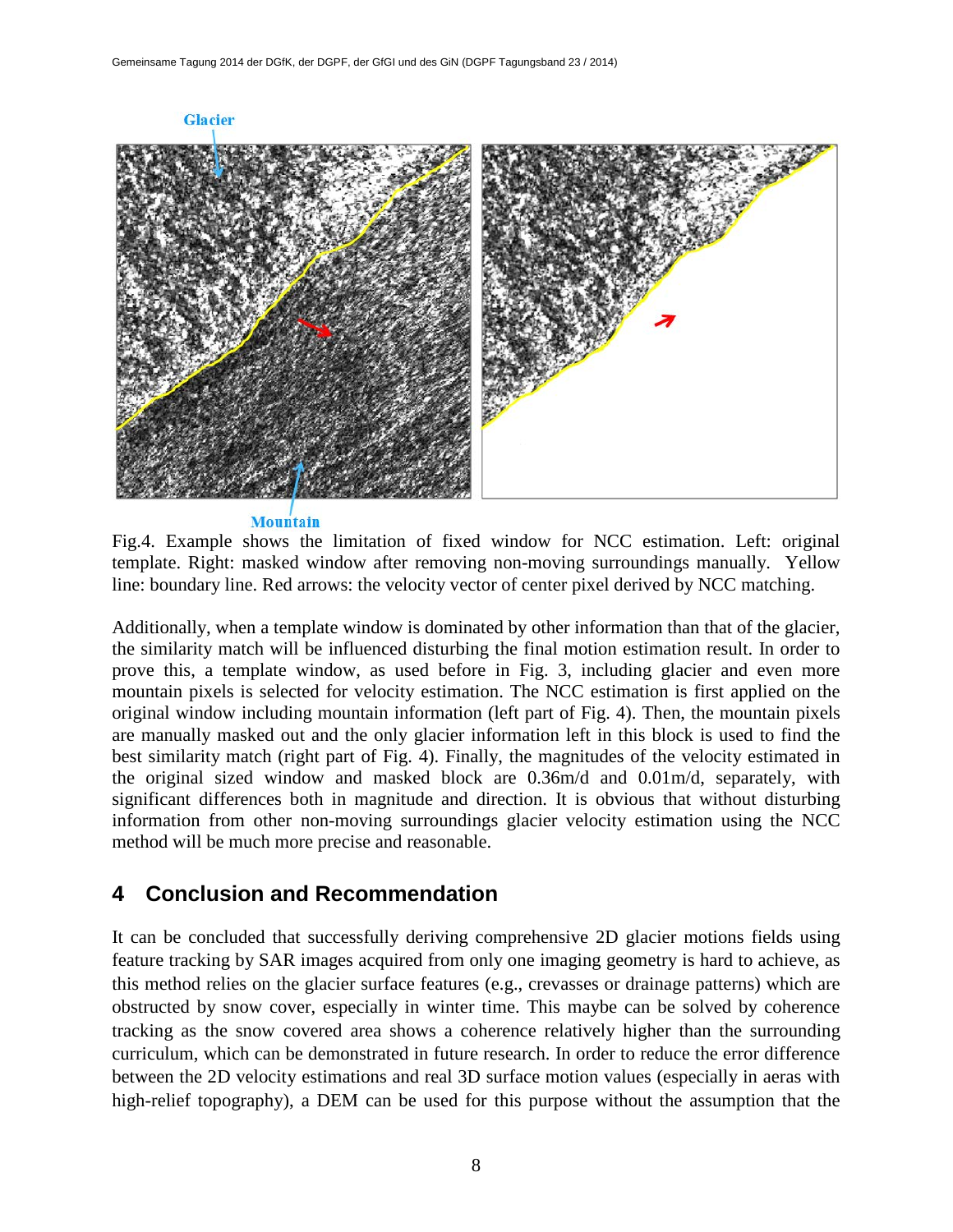Glacier

Mountain

Fig.4. Example shows the limitation of fixed window for NCC estimation. Left: original template. Right: masked window after removing non-moving surroundings manually. Yellow line: boundary line. Red arrows: the velocity vector of center pixel derived by NCC matching.

Additionally, when a template window is dominated by other information than that of the glacier, the similarity match will be influenced disturbing the final motion estimation result. In order to prove this, a template window, as used before in Fig. 3, including glacier and even more mountain pixels is selected for velocity estimation. The NCC estimation is first applied on the original window including mountain information (left part of Fig. 4). Then, the mountain pixels are manually masked out and the only glacier information left in this block is used to find the best similarity match (right part of Fig. 4). Finally, the magnitudes of the velocity estimated in the original sized window and masked block are 0.36m/d and 0.01m/d, separately, with significant differences both in magnitude and direction. It is obvious that without disturbing information from other non-moving surroundings glacier velocity estimation using the NCC method will be much more precise and reasonable.

## 4 Conclusion and Recommendation

It can be concluded that successfully deriving comprehensive 2D glacier motions fields using feature tracking by SAR images acquired from only one imaging geometry is hard to achieve, as this method relies on the glacier surface features (e.g., crevasses or drainage patterns) which are obstructed by snow cover, especially in winter time. This maybe can be solved by coherence tracking as the snow covered area shows a coherence relatively higher than the surrounding curriculum, which can be demonstrated in future research. In order to reduce the error difference between the 2D velocity estimations and real 3D surface motion values (especially in aeras with high-relief topography), a DEM can be used for this purpose without the assumption that the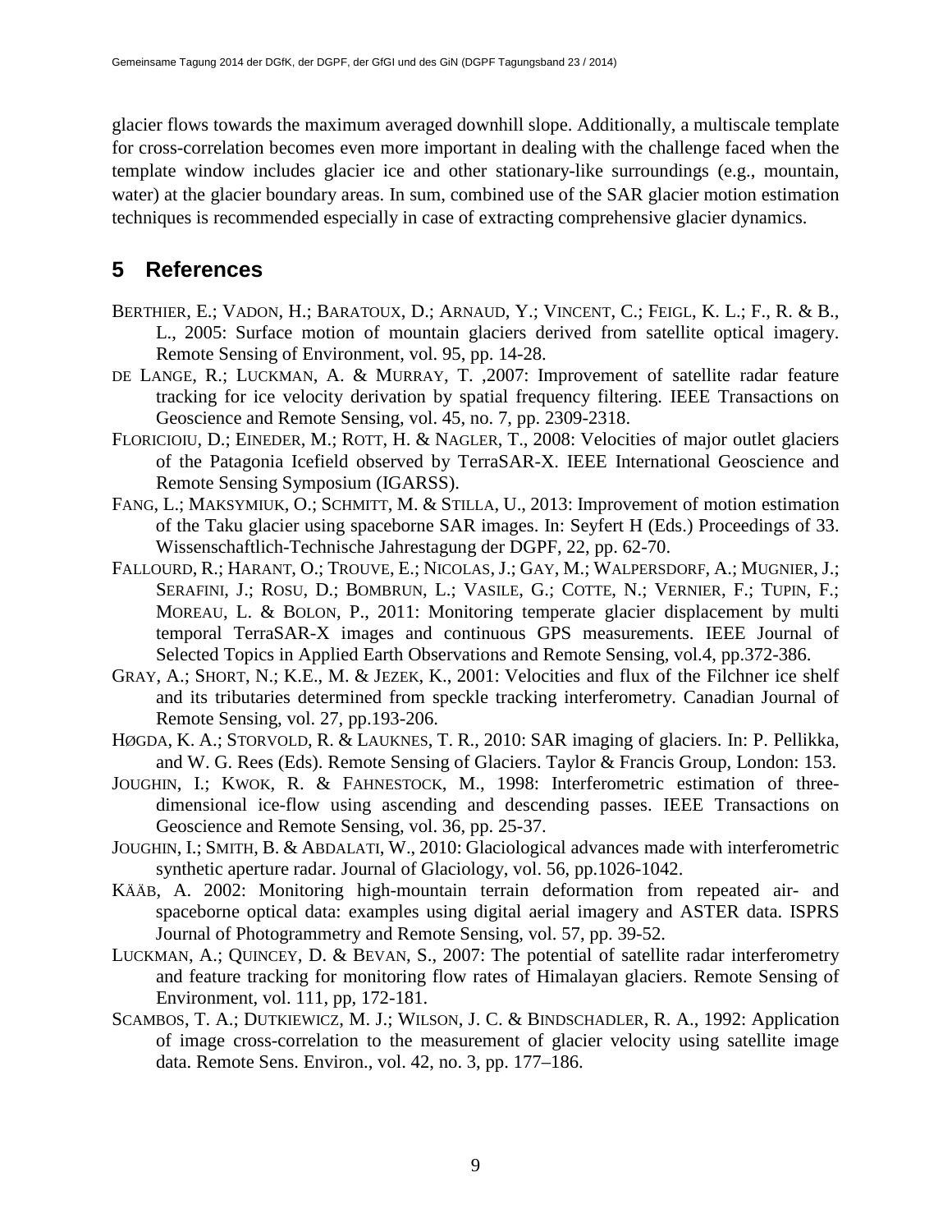glacier flows towards the maximum averaged downhill slope. Additionally, a multiscale template for cross-correlation becomes even more important in dealing with the challenge faced when the template window includes glacier ice and other stationary-like surroundings (e.g., mountain, water) at the glacier boundary areas. In sum, combined use of the SAR glacier motion estimation techniques is recommended especially in case of extracting comprehensive glacier dynamics.

# 5 References

BERTHIER, E.; VADON, H.; BARATOUX, D.; ARNAUD, Y.; VINCENT, C.; FEIGL, K. L.; F., R. & B., L., 2005: Surface motion of mountain glaciers derived from satellite optical imagery. Remote Sensing of Environment, vol. 95, pp. 14-28.

DE LANGE, R.; LUCKMAN, A. & MURRAY, T. ,2007: Improvement of satellite radar feature tracking for ice velocity derivation by spatial frequency filtering. IEEE Transactions on Geoscience and Remote Sensing, vol. 45, no. 7, pp. 2309-2318.

FLORICIOIU, D.; EINEDER, M.; ROTT, H. & NAGLER, T., 2008: Velocities of major outlet glaciers of the Patagonia Icefield observed by TerraSAR-X. IEEE International Geoscience and Remote Sensing Symposium (IGARSS).

FANG, L.; MAKSYMIUK, O.; SCHMITT, M. & STILLA, U., 2013: Improvement of motion estimation of the Taku glacier using spaceborne SAR images. In: Seyfert H (Eds.) Proceedings of 33. Wissenschaftlich-Technische Jahrestagung der DGPF, 22, pp. 62-70.

FALLOURD, R.; HARANT, O.; TROUVE, E.; NICOLAS, J.; GAY, M.; WALPERSDORF, A.; MUGNIER, J.; SERAFINI, J.; ROSU, D.; BOMBRUN, L.; VASILE, G.; COTTE, N.; VERNIER, F.; TUPIN, F.; MOREAU, L. & BOLON, P., 2011: Monitoring temperate glacier displacement by multi temporal TerraSAR-X images and continuous GPS measurements. IEEE Journal of Selected Topics in Applied Earth Observations and Remote Sensing, vol.4, pp.372-386.

GRAY, A.; SHORT, N.; K.E., M. & JEZEK, K., 2001: Velocities and flux of the Filchner ice shelf and its tributaries determined from speckle tracking interferometry. Canadian Journal of Remote Sensing, vol. 27, pp.193-206.

HØGDA, K. A.; STORVOLD, R. & LAUKNES, T. R., 2010: SAR imaging of glaciers. In: P. Pellikka, and W. G. Rees (Eds). Remote Sensing of Glaciers. Taylor & Francis Group, London: 153.

JOUGHIN, I.; KWOK, R. & FAHNESTOCK, M., 1998: Interferometric estimation of three-dimensional ice-flow using ascending and descending passes. IEEE Transactions on Geoscience and Remote Sensing, vol. 36, pp. 25-37.

JOUGHIN, I.; SMITH, B. & ABDALATI, W., 2010: Glaciological advances made with interferometric synthetic aperture radar. Journal of Glaciology, vol. 56, pp.1026-1042.

KÄÄB, A. 2002: Monitoring high-mountain terrain deformation from repeated air- and spaceborne optical data: examples using digital aerial imagery and ASTER data. ISPRS Journal of Photogrammetry and Remote Sensing, vol. 57, pp. 39-52.

LUCKMAN, A.; QUINCEY, D. & BEVAN, S., 2007: The potential of satellite radar interferometry and feature tracking for monitoring flow rates of Himalayan glaciers. Remote Sensing of Environment, vol. 111, pp, 172-181.

SCAMBOS, T. A.; DUTKIEWICZ, M. J.; WILSON, J. C. & BINDSCHADLER, R. A., 1992: Application of image cross-correlation to the measurement of glacier velocity using satellite image data. Remote Sens. Environ., vol. 42, no. 3, pp. 177–186.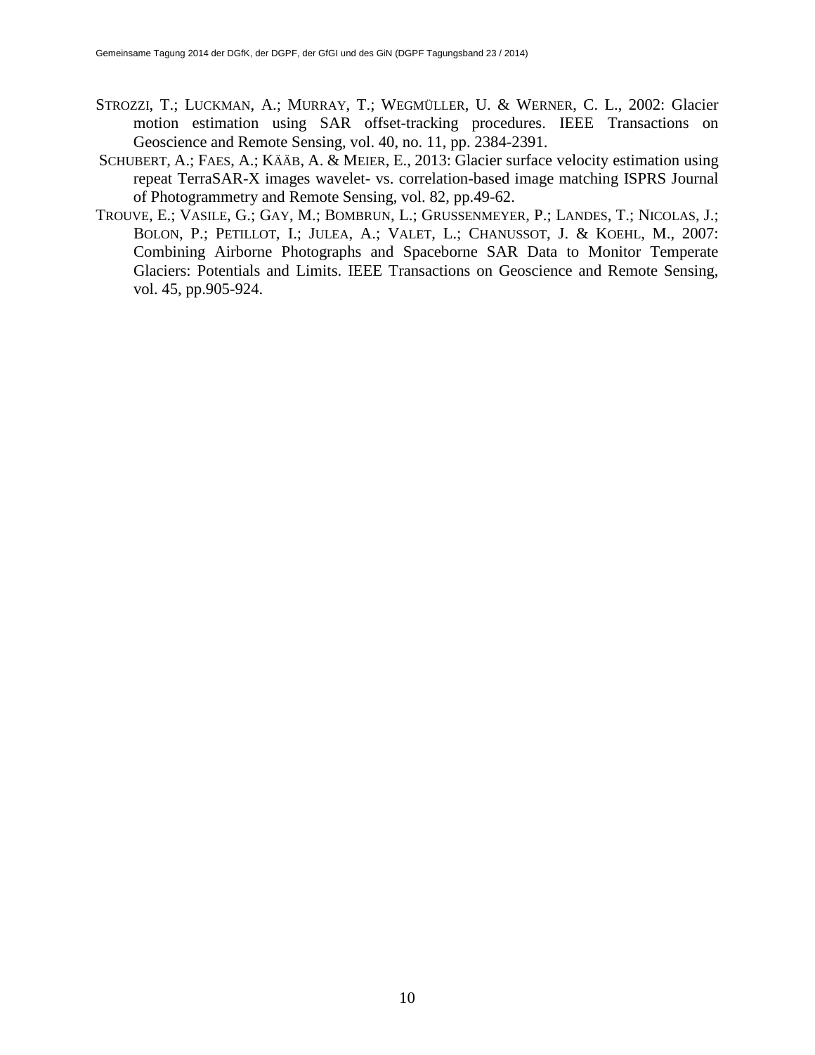STROZZI, T.; LUCKMAN, A.; MURRAY, T.; WEGMÜLLER, U. & WERNER, C. L., 2002: Glacier motion estimation using SAR offset-tracking procedures. IEEE Transactions on Geoscience and Remote Sensing, vol. 40, no. 11, pp. 2384-2391.

SCHUBERT, A.; FAES, A.; KÄÄB, A. & MEIER, E., 2013: Glacier surface velocity estimation using repeat TerraSAR-X images wavelet- vs. correlation-based image matching ISPRS Journal of Photogrammetry and Remote Sensing, vol. 82, pp.49-62.

TROUVE, E.; VASILE, G.; GAY, M.; BOMBRUN, L.; GRUSSENMEYER, P.; LANDES, T.; NICOLAS, J.; BOLON, P.; PETILLOT, I.; JULEA, A.; VALET, L.; CHANUSSOT, J. & KOEHL, M., 2007: Combining Airborne Photographs and Spaceborne SAR Data to Monitor Temperate Glaciers: Potentials and Limits. IEEE Transactions on Geoscience and Remote Sensing, vol. 45, pp.905-924.